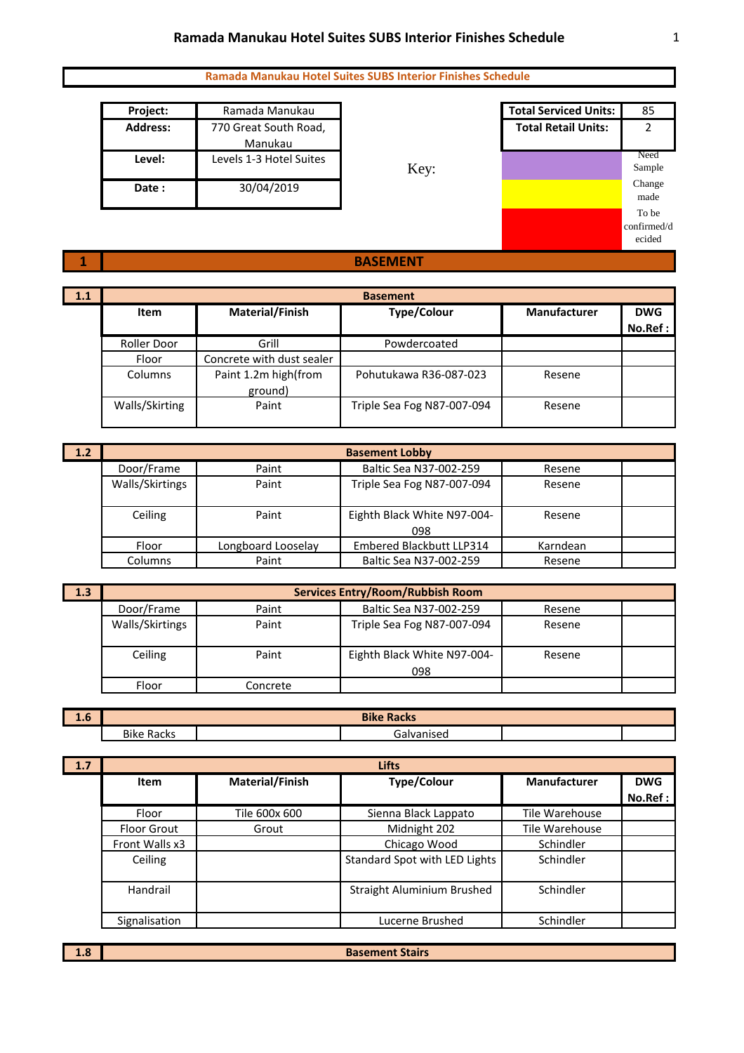# Ramada Manukau Hotel Suites SUBS Interior Finishes Schedule

**Ramada Manukau Hotel Suites SUBS Interior Finishes Schedule**

| Project: | Ramada Manukau |
|---|---|
| **Address:** | 770 Great South Road, Manukau |
| **Level:** | Levels 1-3 Hotel Suites |
| **Date :** | 30/04/2019 |

| Total Serviced Units: | 85 |
|---|---|
| **Total Retail Units:** | 2 |

Key:

| Colour | Meaning |
|---|---|
| Purple | Need Sample |
| Yellow | Change made |
| Red | To be confirmed/decided |

## 1 BASEMENT

### 1.1 Basement

| Item | Material/Finish | Type/Colour | Manufacturer | DWG No.Ref : |
|---|---|---|---|---|
| Roller Door | Grill | Powdercoated | | |
| Floor | Concrete with dust sealer | | | |
| Columns | Paint 1.2m high(from ground) | Pohutukawa R36-087-023 | Resene | |
| Walls/Skirting | Paint | Triple Sea Fog N87-007-094 | Resene | |

### 1.2 Basement Lobby

| Item | Material/Finish | Type/Colour | Manufacturer | DWG No.Ref : |
|---|---|---|---|---|
| Door/Frame | Paint | Baltic Sea N37-002-259 | Resene | |
| Walls/Skirtings | Paint | Triple Sea Fog N87-007-094 | Resene | |
| Ceiling | Paint | Eighth Black White N97-004-098 | Resene | |
| Floor | Longboard Looselay | Embered Blackbutt LLP314 | Karndean | |
| Columns | Paint | Baltic Sea N37-002-259 | Resene | |

### 1.3 Services Entry/Room/Rubbish Room

| Item | Material/Finish | Type/Colour | Manufacturer | DWG No.Ref : |
|---|---|---|---|---|
| Door/Frame | Paint | Baltic Sea N37-002-259 | Resene | |
| Walls/Skirtings | Paint | Triple Sea Fog N87-007-094 | Resene | |
| Ceiling | Paint | Eighth Black White N97-004-098 | Resene | |
| Floor | Concrete | | | |

### 1.6 Bike Racks

| Item | Material/Finish | Type/Colour | Manufacturer | DWG No.Ref : |
|---|---|---|---|---|
| Bike Racks | | Galvanised | | |

### 1.7 Lifts

| Item | Material/Finish | Type/Colour | Manufacturer | DWG No.Ref : |
|---|---|---|---|---|
| Floor | Tile 600x 600 | Sienna Black Lappato | Tile Warehouse | |
| Floor Grout | Grout | Midnight 202 | Tile Warehouse | |
| Front Walls x3 | | Chicago Wood | Schindler | |
| Ceiling | | Standard Spot with LED Lights | Schindler | |
| Handrail | | Straight Aluminium Brushed | Schindler | |
| Signalisation | | Lucerne Brushed | Schindler | |

### 1.8 Basement Stairs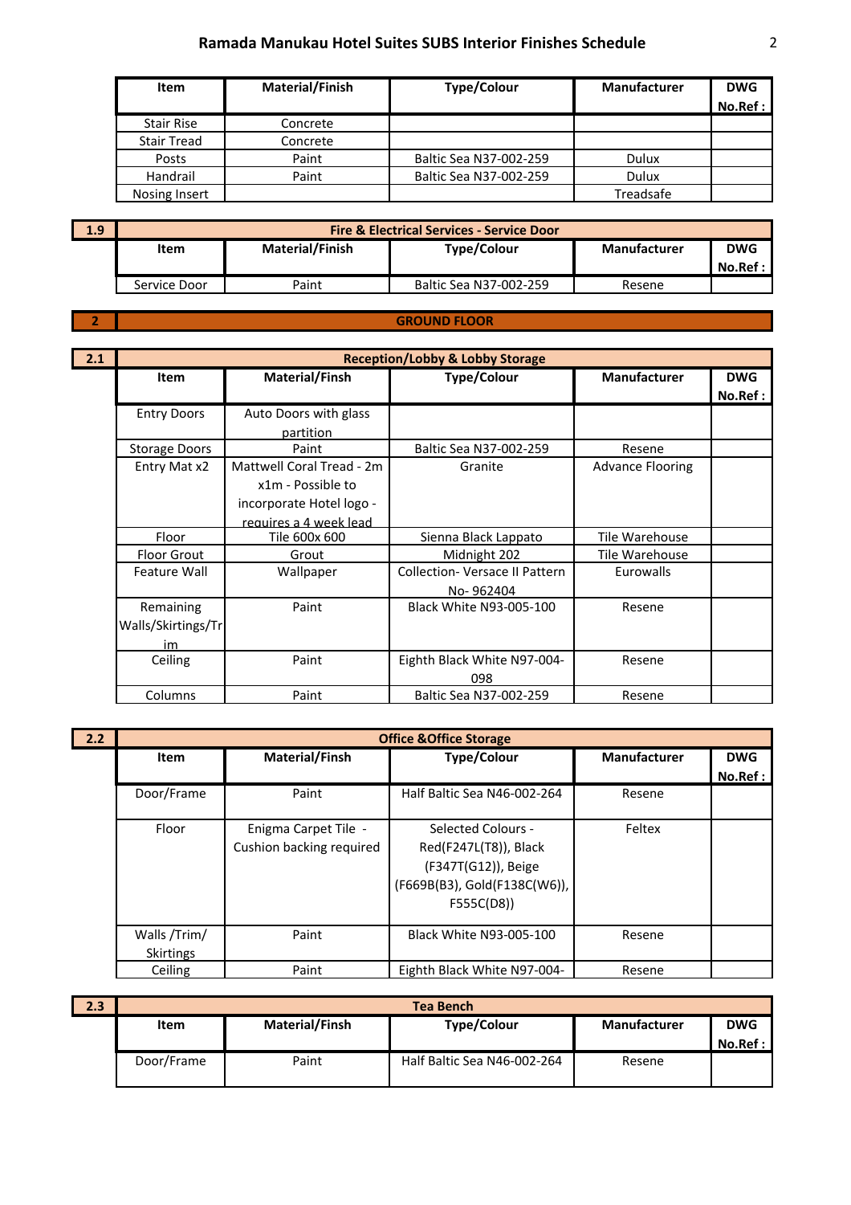| Item | Material/Finish | Type/Colour | Manufacturer | DWG No.Ref : |
|---|---|---|---|---|
| Stair Rise | Concrete | | | |
| Stair Tread | Concrete | | | |
| Posts | Paint | Baltic Sea N37-002-259 | Dulux | |
| Handrail | Paint | Baltic Sea N37-002-259 | Dulux | |
| Nosing Insert | | | Treadsafe | |

## 1.9 Fire & Electrical Services - Service Door

| Item | Material/Finish | Type/Colour | Manufacturer | DWG No.Ref : |
|---|---|---|---|---|
| Service Door | Paint | Baltic Sea N37-002-259 | Resene | |

# 2 GROUND FLOOR

## 2.1 Reception/Lobby & Lobby Storage

| Item | Material/Finsh | Type/Colour | Manufacturer | DWG No.Ref : |
|---|---|---|---|---|
| Entry Doors | Auto Doors with glass partition | | | |
| Storage Doors | Paint | Baltic Sea N37-002-259 | Resene | |
| Entry Mat x2 | Mattwell Coral Tread - 2m x1m - Possible to incorporate Hotel logo - requires a 4 week lead | Granite | Advance Flooring | |
| Floor | Tile 600x 600 | Sienna Black Lappato | Tile Warehouse | |
| Floor Grout | Grout | Midnight 202 | Tile Warehouse | |
| Feature Wall | Wallpaper | Collection- Versace II Pattern No- 962404 | Eurowalls | |
| Remaining Walls/Skirtings/Trim | Paint | Black White N93-005-100 | Resene | |
| Ceiling | Paint | Eighth Black White N97-004-098 | Resene | |
| Columns | Paint | Baltic Sea N37-002-259 | Resene | |

## 2.2 Office &Office Storage

| Item | Material/Finsh | Type/Colour | Manufacturer | DWG No.Ref : |
|---|---|---|---|---|
| Door/Frame | Paint | Half Baltic Sea N46-002-264 | Resene | |
| Floor | Enigma Carpet Tile - Cushion backing required | Selected Colours - Red(F247L(T8)), Black (F347T(G12)), Beige (F669B(B3), Gold(F138C(W6)), F555C(D8)) | Feltex | |
| Walls /Trim/ Skirtings | Paint | Black White N93-005-100 | Resene | |
| Ceiling | Paint | Eighth Black White N97-004- | Resene | |

## 2.3 Tea Bench

| Item | Material/Finsh | Type/Colour | Manufacturer | DWG No.Ref : |
|---|---|---|---|---|
| Door/Frame | Paint | Half Baltic Sea N46-002-264 | Resene | |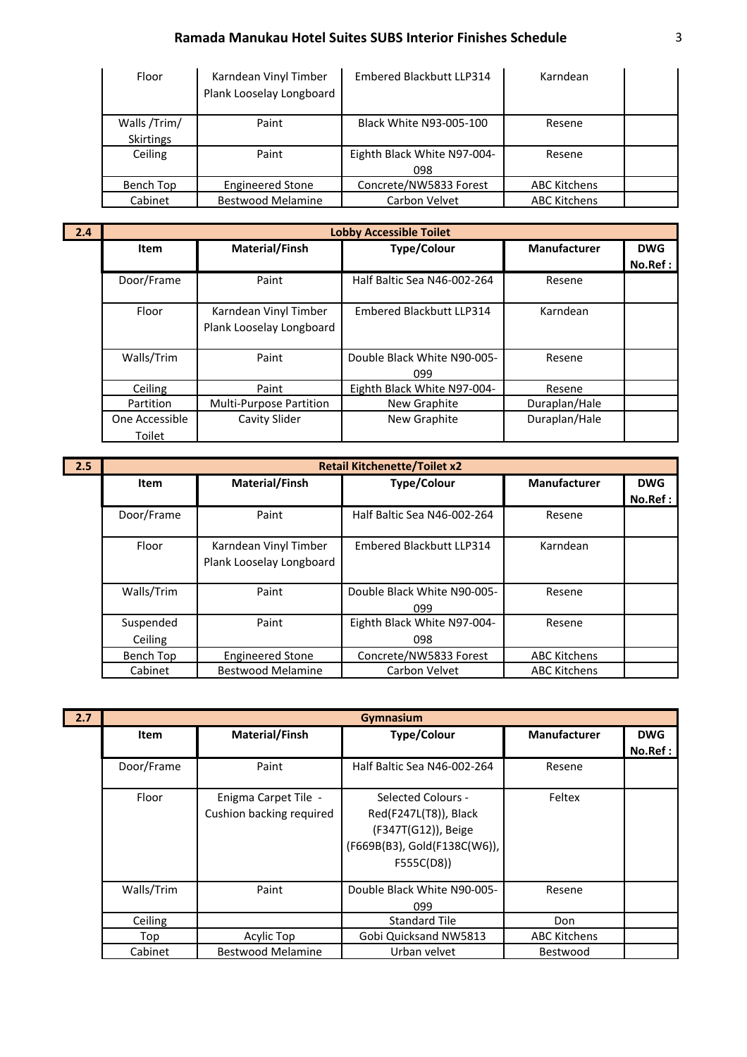| Floor | Karndean Vinyl Timber Plank Looselay Longboard | Embered Blackbutt LLP314 | Karndean | |
|---|---|---|---|---|
| Walls /Trim/ Skirtings | Paint | Black White N93-005-100 | Resene | |
| Ceiling | Paint | Eighth Black White N97-004-098 | Resene | |
| Bench Top | Engineered Stone | Concrete/NW5833 Forest | ABC Kitchens | |
| Cabinet | Bestwood Melamine | Carbon Velvet | ABC Kitchens | |

**2.4 Lobby Accessible Toilet**

| Item | Material/Finsh | Type/Colour | Manufacturer | DWG No.Ref : |
|---|---|---|---|---|
| Door/Frame | Paint | Half Baltic Sea N46-002-264 | Resene | |
| Floor | Karndean Vinyl Timber Plank Looselay Longboard | Embered Blackbutt LLP314 | Karndean | |
| Walls/Trim | Paint | Double Black White N90-005-099 | Resene | |
| Ceiling | Paint | Eighth Black White N97-004- | Resene | |
| Partition | Multi-Purpose Partition | New Graphite | Duraplan/Hale | |
| One Accessible Toilet | Cavity Slider | New Graphite | Duraplan/Hale | |

**2.5 Retail Kitchenette/Toilet x2**

| Item | Material/Finsh | Type/Colour | Manufacturer | DWG No.Ref : |
|---|---|---|---|---|
| Door/Frame | Paint | Half Baltic Sea N46-002-264 | Resene | |
| Floor | Karndean Vinyl Timber Plank Looselay Longboard | Embered Blackbutt LLP314 | Karndean | |
| Walls/Trim | Paint | Double Black White N90-005-099 | Resene | |
| Suspended Ceiling | Paint | Eighth Black White N97-004-098 | Resene | |
| Bench Top | Engineered Stone | Concrete/NW5833 Forest | ABC Kitchens | |
| Cabinet | Bestwood Melamine | Carbon Velvet | ABC Kitchens | |

**2.7 Gymnasium**

| Item | Material/Finsh | Type/Colour | Manufacturer | DWG No.Ref : |
|---|---|---|---|---|
| Door/Frame | Paint | Half Baltic Sea N46-002-264 | Resene | |
| Floor | Enigma Carpet Tile - Cushion backing required | Selected Colours - Red(F247L(T8)), Black (F347T(G12)), Beige (F669B(B3), Gold(F138C(W6)), F555C(D8)) | Feltex | |
| Walls/Trim | Paint | Double Black White N90-005-099 | Resene | |
| Ceiling | | Standard Tile | Don | |
| Top | Acylic Top | Gobi Quicksand NW5813 | ABC Kitchens | |
| Cabinet | Bestwood Melamine | Urban velvet | Bestwood | |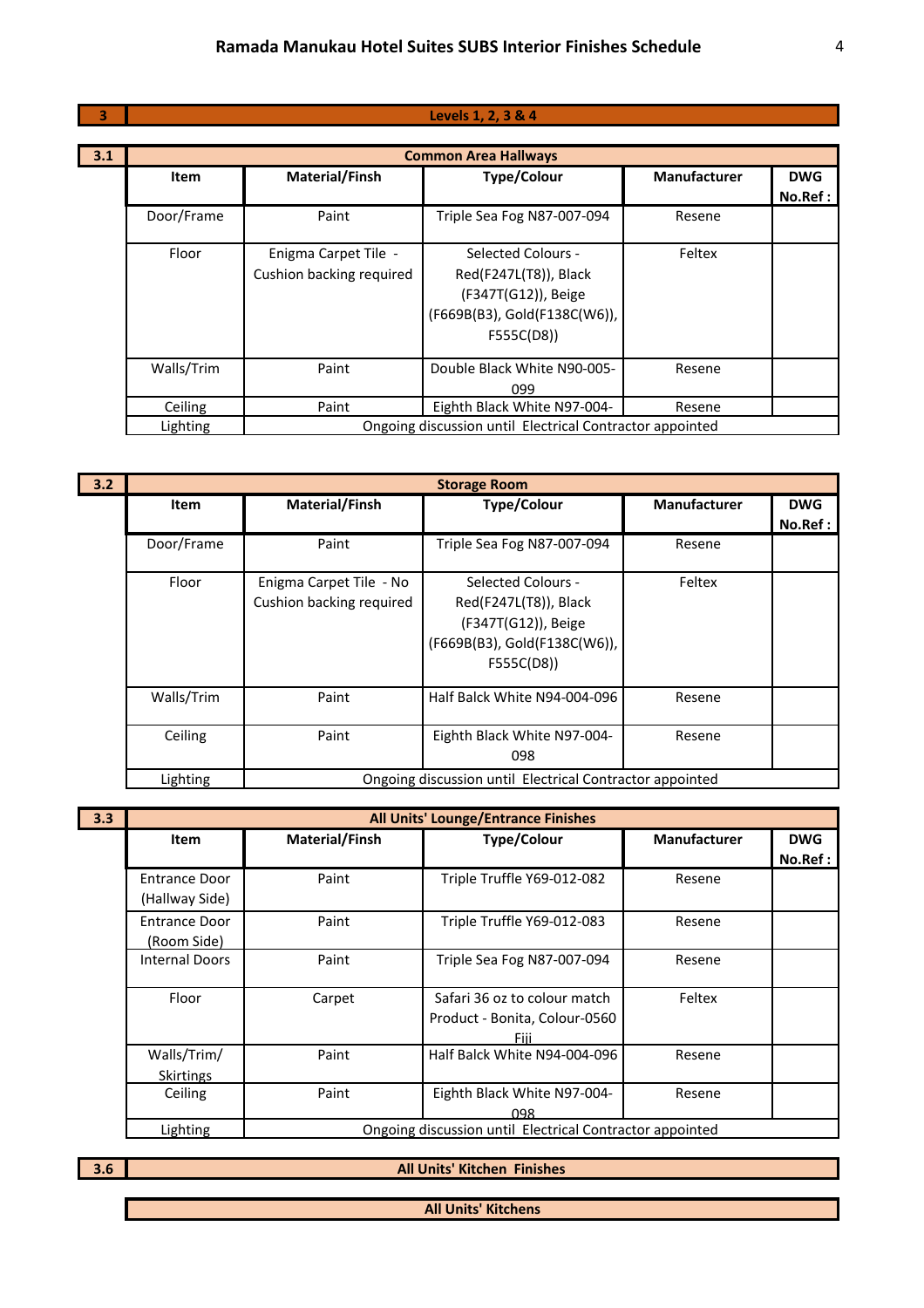## 3 Levels 1, 2, 3 & 4

### 3.1 Common Area Hallways

| Item | Material/Finsh | Type/Colour | Manufacturer | DWG No.Ref : |
|---|---|---|---|---|
| Door/Frame | Paint | Triple Sea Fog N87-007-094 | Resene | |
| Floor | Enigma Carpet Tile - Cushion backing required | Selected Colours - Red(F247L(T8)), Black (F347T(G12)), Beige (F669B(B3), Gold(F138C(W6)), F555C(D8)) | Feltex | |
| Walls/Trim | Paint | Double Black White N90-005-099 | Resene | |
| Ceiling | Paint | Eighth Black White N97-004- | Resene | |
| Lighting | Ongoing discussion until Electrical Contractor appointed | | | |

### 3.2 Storage Room

| Item | Material/Finsh | Type/Colour | Manufacturer | DWG No.Ref : |
|---|---|---|---|---|
| Door/Frame | Paint | Triple Sea Fog N87-007-094 | Resene | |
| Floor | Enigma Carpet Tile - No Cushion backing required | Selected Colours - Red(F247L(T8)), Black (F347T(G12)), Beige (F669B(B3), Gold(F138C(W6)), F555C(D8)) | Feltex | |
| Walls/Trim | Paint | Half Balck White N94-004-096 | Resene | |
| Ceiling | Paint | Eighth Black White N97-004-098 | Resene | |
| Lighting | Ongoing discussion until Electrical Contractor appointed | | | |

### 3.3 All Units' Lounge/Entrance Finishes

| Item | Material/Finsh | Type/Colour | Manufacturer | DWG No.Ref : |
|---|---|---|---|---|
| Entrance Door (Hallway Side) | Paint | Triple Truffle Y69-012-082 | Resene | |
| Entrance Door (Room Side) | Paint | Triple Truffle Y69-012-083 | Resene | |
| Internal Doors | Paint | Triple Sea Fog N87-007-094 | Resene | |
| Floor | Carpet | Safari 36 oz to colour match Product - Bonita, Colour-0560 Fiji | Feltex | |
| Walls/Trim/ Skirtings | Paint | Half Balck White N94-004-096 | Resene | |
| Ceiling | Paint | Eighth Black White N97-004-098 | Resene | |
| Lighting | Ongoing discussion until Electrical Contractor appointed | | | |

### 3.6 All Units' Kitchen Finishes

**All Units' Kitchens**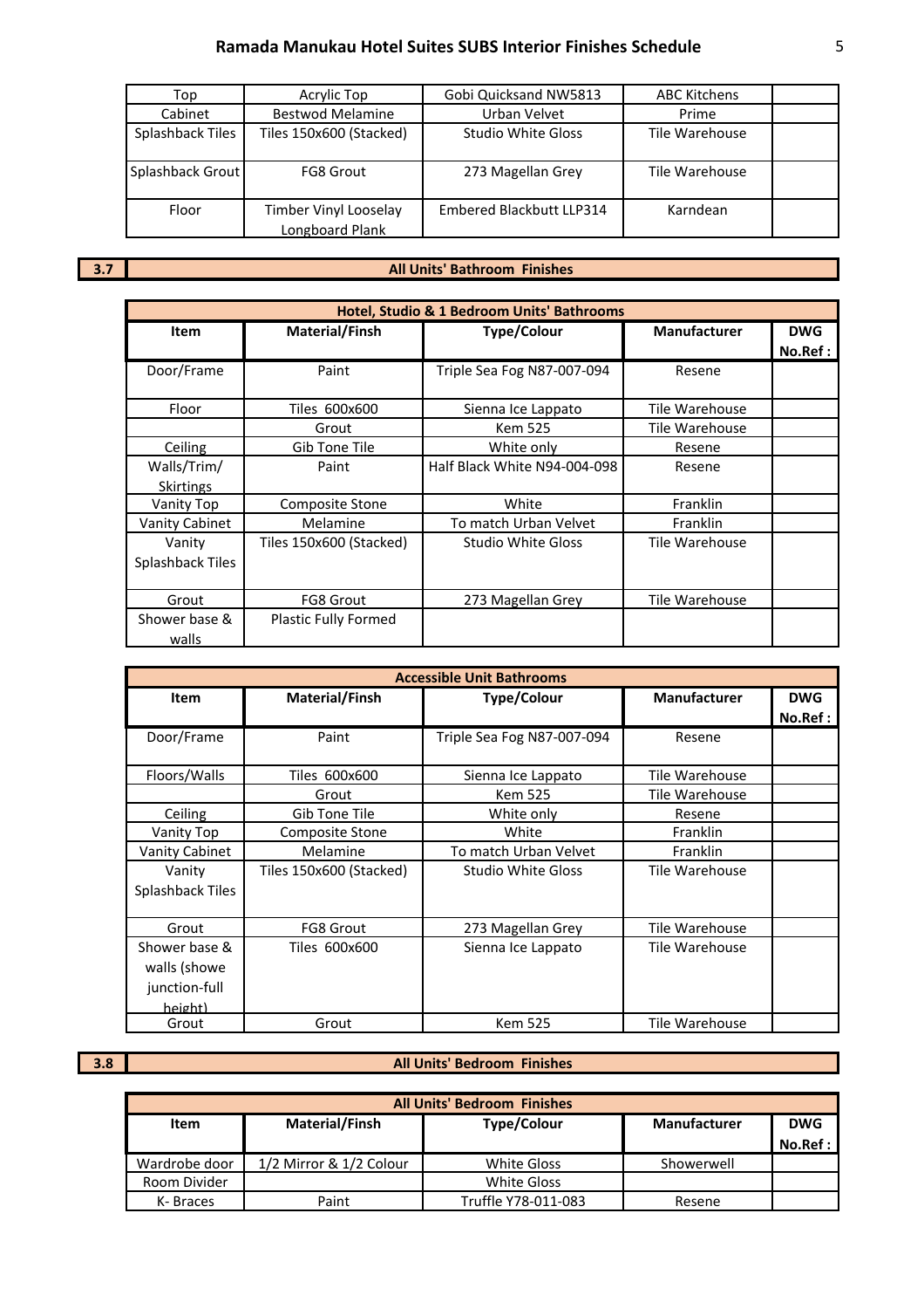| Top | Acrylic Top | Gobi Quicksand NW5813 | ABC Kitchens | |
|---|---|---|---|---|
| Cabinet | Bestwod Melamine | Urban Velvet | Prime | |
| Splashback Tiles | Tiles 150x600 (Stacked) | Studio White Gloss | Tile Warehouse | |
| Splashback Grout | FG8 Grout | 273 Magellan Grey | Tile Warehouse | |
| Floor | Timber Vinyl Looselay Longboard Plank | Embered Blackbutt LLP314 | Karndean | |

## 3.7 All Units' Bathroom Finishes

| Hotel, Studio & 1 Bedroom Units' Bathrooms | | | | |
|---|---|---|---|---|
| **Item** | **Material/Finsh** | **Type/Colour** | **Manufacturer** | **DWG No.Ref :** |
| Door/Frame | Paint | Triple Sea Fog N87-007-094 | Resene | |
| Floor | Tiles 600x600 | Sienna Ice Lappato | Tile Warehouse | |
| | Grout | Kem 525 | Tile Warehouse | |
| Ceiling | Gib Tone Tile | White only | Resene | |
| Walls/Trim/ Skirtings | Paint | Half Black White N94-004-098 | Resene | |
| Vanity Top | Composite Stone | White | Franklin | |
| Vanity Cabinet | Melamine | To match Urban Velvet | Franklin | |
| Vanity Splashback Tiles | Tiles 150x600 (Stacked) | Studio White Gloss | Tile Warehouse | |
| Grout | FG8 Grout | 273 Magellan Grey | Tile Warehouse | |
| Shower base & walls | Plastic Fully Formed | | | |

| Accessible Unit Bathrooms | | | | |
|---|---|---|---|---|
| **Item** | **Material/Finsh** | **Type/Colour** | **Manufacturer** | **DWG No.Ref :** |
| Door/Frame | Paint | Triple Sea Fog N87-007-094 | Resene | |
| Floors/Walls | Tiles 600x600 | Sienna Ice Lappato | Tile Warehouse | |
| | Grout | Kem 525 | Tile Warehouse | |
| Ceiling | Gib Tone Tile | White only | Resene | |
| Vanity Top | Composite Stone | White | Franklin | |
| Vanity Cabinet | Melamine | To match Urban Velvet | Franklin | |
| Vanity Splashback Tiles | Tiles 150x600 (Stacked) | Studio White Gloss | Tile Warehouse | |
| Grout | FG8 Grout | 273 Magellan Grey | Tile Warehouse | |
| Shower base & walls (showe junction-full height) | Tiles 600x600 | Sienna Ice Lappato | Tile Warehouse | |
| Grout | Grout | Kem 525 | Tile Warehouse | |

## 3.8 All Units' Bedroom Finishes

| All Units' Bedroom Finishes | | | | |
|---|---|---|---|---|
| **Item** | **Material/Finsh** | **Type/Colour** | **Manufacturer** | **DWG No.Ref :** |
| Wardrobe door | 1/2 Mirror & 1/2 Colour | White Gloss | Showerwell | |
| Room Divider | | White Gloss | | |
| K- Braces | Paint | Truffle Y78-011-083 | Resene | |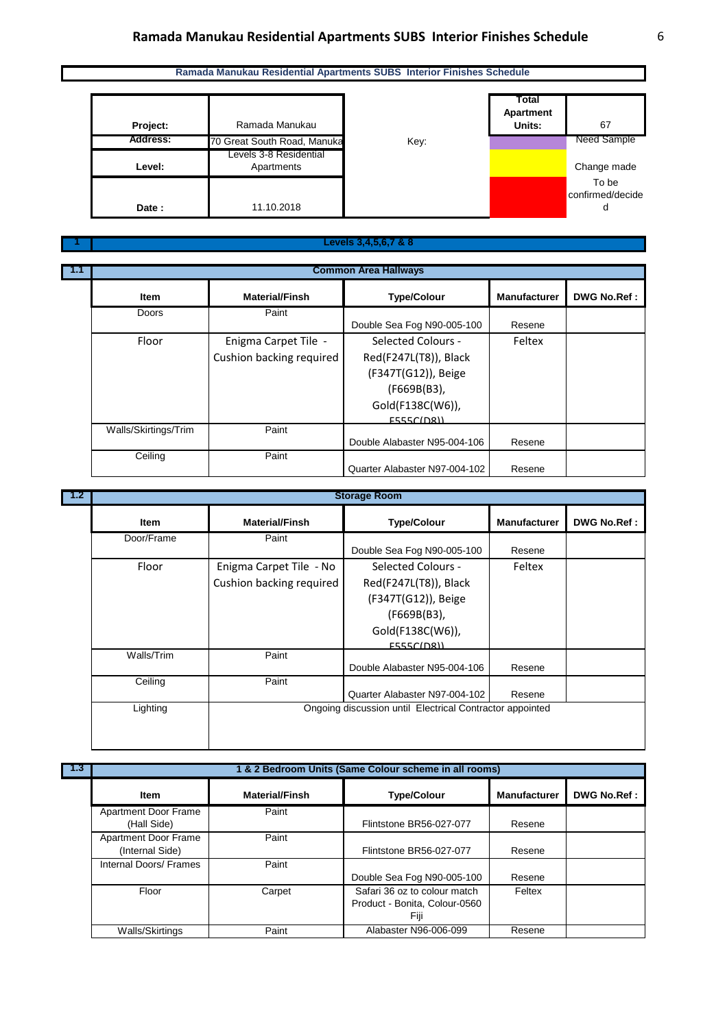## Ramada Manukau Residential Apartments SUBS Interior Finishes Schedule

| Project: | Ramada Manukau | | Total Apartment Units: | 67 |
|---|---|---|---|---|
| Address: | 70 Great South Road, Manuka | Key: | | Need Sample |
| Level: | Levels 3-8 Residential Apartments | | | Change made |
| Date : | 11.10.2018 | | | To be confirmed/decided |

## 1 Levels 3,4,5,6,7 & 8

### 1.1 Common Area Hallways

| Item | Material/Finsh | Type/Colour | Manufacturer | DWG No.Ref : |
|---|---|---|---|---|
| Doors | Paint | Double Sea Fog N90-005-100 | Resene | |
| Floor | Enigma Carpet Tile - Cushion backing required | Selected Colours - Red(F247L(T8)), Black (F347T(G12)), Beige (F669B(B3), Gold(F138C(W6)), F555C(D8)) | Feltex | |
| Walls/Skirtings/Trim | Paint | Double Alabaster N95-004-106 | Resene | |
| Ceiling | Paint | Quarter Alabaster N97-004-102 | Resene | |

### 1.2 Storage Room

| Item | Material/Finsh | Type/Colour | Manufacturer | DWG No.Ref : |
|---|---|---|---|---|
| Door/Frame | Paint | Double Sea Fog N90-005-100 | Resene | |
| Floor | Enigma Carpet Tile - No Cushion backing required | Selected Colours - Red(F247L(T8)), Black (F347T(G12)), Beige (F669B(B3), Gold(F138C(W6)), F555C(D8)) | Feltex | |
| Walls/Trim | Paint | Double Alabaster N95-004-106 | Resene | |
| Ceiling | Paint | Quarter Alabaster N97-004-102 | Resene | |
| Lighting | Ongoing discussion until Electrical Contractor appointed | | | |

### 1.3 1 & 2 Bedroom Units (Same Colour scheme in all rooms)

| Item | Material/Finsh | Type/Colour | Manufacturer | DWG No.Ref : |
|---|---|---|---|---|
| Apartment Door Frame (Hall Side) | Paint | Flintstone BR56-027-077 | Resene | |
| Apartment Door Frame (Internal Side) | Paint | Flintstone BR56-027-077 | Resene | |
| Internal Doors/ Frames | Paint | Double Sea Fog N90-005-100 | Resene | |
| Floor | Carpet | Safari 36 oz to colour match Product - Bonita, Colour-0560 Fiji | Feltex | |
| Walls/Skirtings | Paint | Alabaster N96-006-099 | Resene | |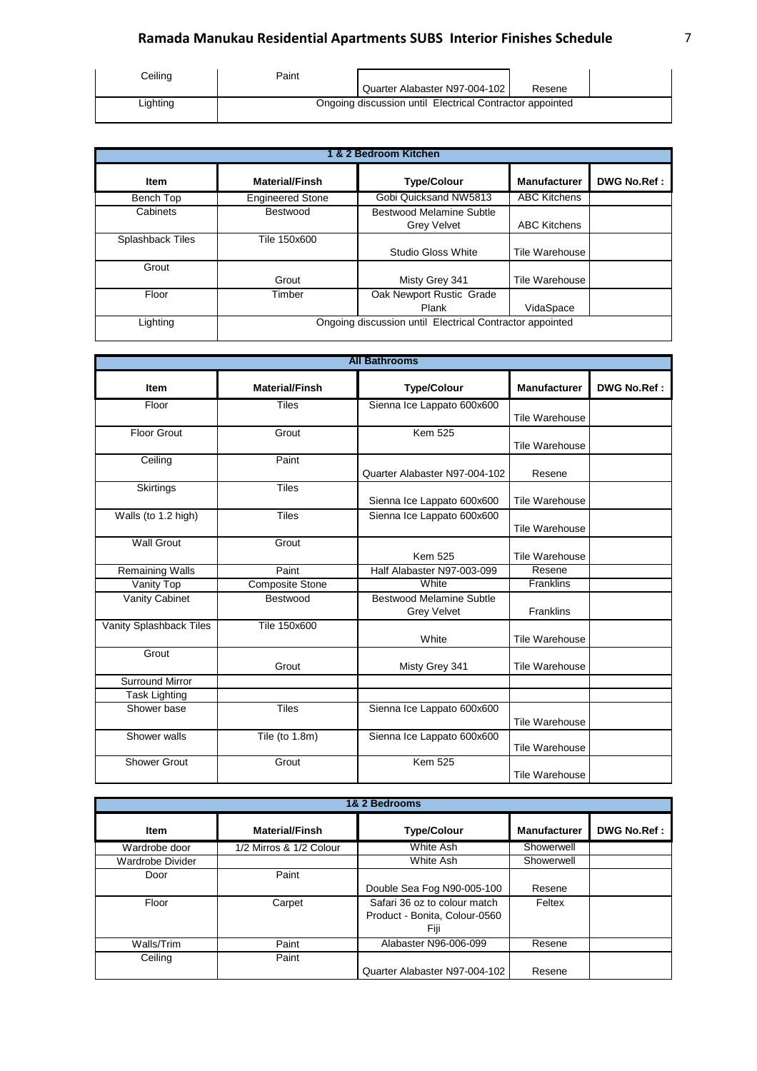| Ceiling | Paint | Quarter Alabaster N97-004-102 | Resene | |
|---|---|---|---|---|
| Lighting | Ongoing discussion until Electrical Contractor appointed | | | |

| 1 & 2 Bedroom Kitchen | | | | |
|---|---|---|---|---|
| **Item** | **Material/Finsh** | **Type/Colour** | **Manufacturer** | **DWG No.Ref :** |
| Bench Top | Engineered Stone | Gobi Quicksand NW5813 | ABC Kitchens | |
| Cabinets | Bestwood | Bestwood Melamine Subtle Grey Velvet | ABC Kitchens | |
| Splashback Tiles | Tile 150x600 | Studio Gloss White | Tile Warehouse | |
| Grout | Grout | Misty Grey 341 | Tile Warehouse | |
| Floor | Timber | Oak Newport Rustic Grade Plank | VidaSpace | |
| Lighting | Ongoing discussion until Electrical Contractor appointed | | | |

| All Bathrooms | | | | |
|---|---|---|---|---|
| **Item** | **Material/Finsh** | **Type/Colour** | **Manufacturer** | **DWG No.Ref :** |
| Floor | Tiles | Sienna Ice Lappato 600x600 | Tile Warehouse | |
| Floor Grout | Grout | Kem 525 | Tile Warehouse | |
| Ceiling | Paint | Quarter Alabaster N97-004-102 | Resene | |
| Skirtings | Tiles | Sienna Ice Lappato 600x600 | Tile Warehouse | |
| Walls (to 1.2 high) | Tiles | Sienna Ice Lappato 600x600 | Tile Warehouse | |
| Wall Grout | Grout | Kem 525 | Tile Warehouse | |
| Remaining Walls | Paint | Half Alabaster N97-003-099 | Resene | |
| Vanity Top | Composite Stone | White | Franklins | |
| Vanity Cabinet | Bestwood | Bestwood Melamine Subtle Grey Velvet | Franklins | |
| Vanity Splashback Tiles | Tile 150x600 | White | Tile Warehouse | |
| Grout | Grout | Misty Grey 341 | Tile Warehouse | |
| Surround Mirror | | | | |
| Task Lighting | | | | |
| Shower base | Tiles | Sienna Ice Lappato 600x600 | Tile Warehouse | |
| Shower walls | Tile (to 1.8m) | Sienna Ice Lappato 600x600 | Tile Warehouse | |
| Shower Grout | Grout | Kem 525 | Tile Warehouse | |

| 1& 2 Bedrooms | | | | |
|---|---|---|---|---|
| **Item** | **Material/Finsh** | **Type/Colour** | **Manufacturer** | **DWG No.Ref :** |
| Wardrobe door | 1/2 Mirros & 1/2 Colour | White Ash | Showerwell | |
| Wardrobe Divider | | White Ash | Showerwell | |
| Door | Paint | Double Sea Fog N90-005-100 | Resene | |
| Floor | Carpet | Safari 36 oz to colour match Product - Bonita, Colour-0560 Fiji | Feltex | |
| Walls/Trim | Paint | Alabaster N96-006-099 | Resene | |
| Ceiling | Paint | Quarter Alabaster N97-004-102 | Resene | |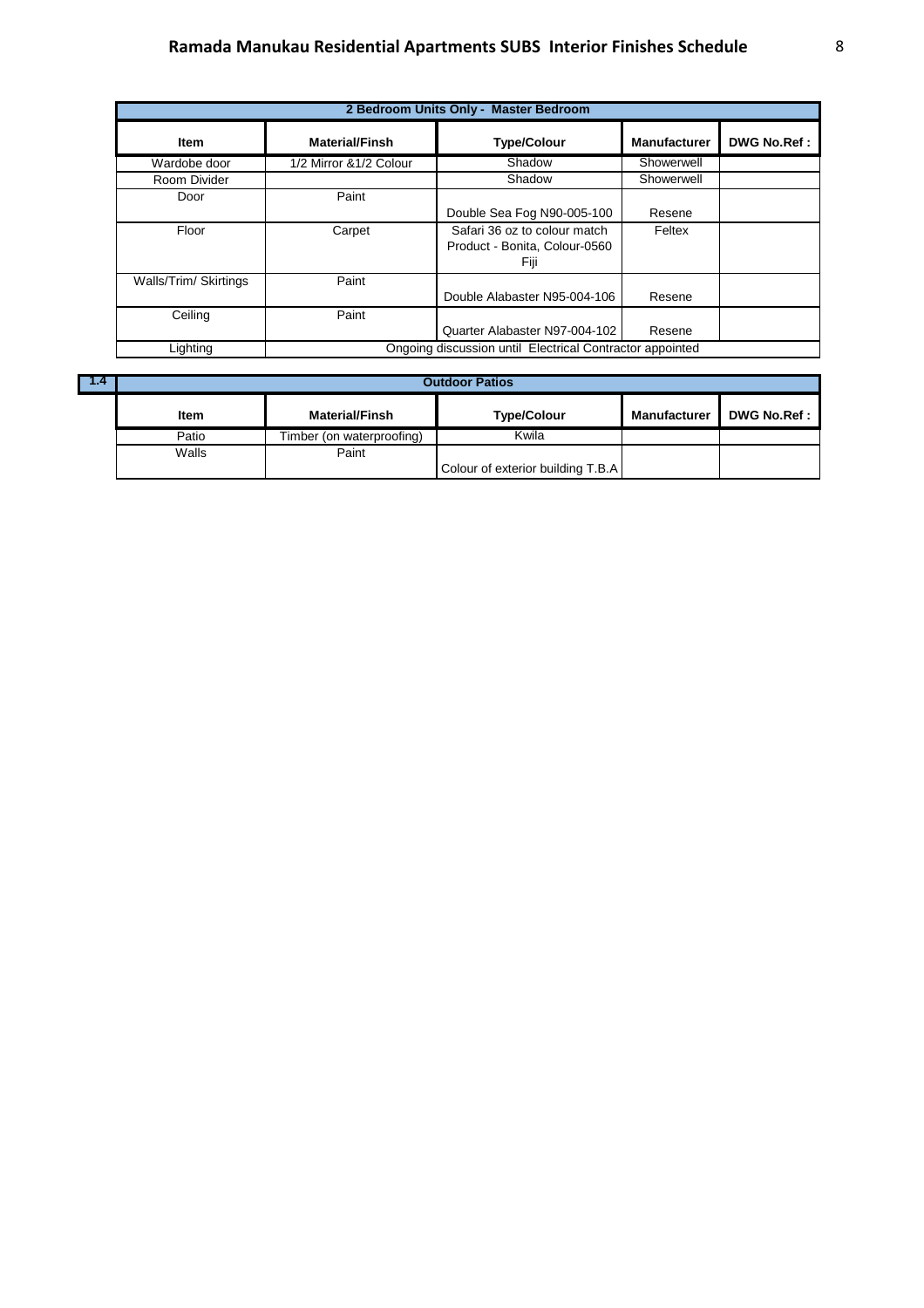| 2 Bedroom Units Only - Master Bedroom | | | | |
|---|---|---|---|---|
| **Item** | **Material/Finsh** | **Type/Colour** | **Manufacturer** | **DWG No.Ref :** |
| Wardobe door | 1/2 Mirror &1/2 Colour | Shadow | Showerwell | |
| Room Divider | | Shadow | Showerwell | |
| Door | Paint | Double Sea Fog N90-005-100 | Resene | |
| Floor | Carpet | Safari 36 oz to colour match Product - Bonita, Colour-0560 Fiji | Feltex | |
| Walls/Trim/ Skirtings | Paint | Double Alabaster N95-004-106 | Resene | |
| Ceiling | Paint | Quarter Alabaster N97-004-102 | Resene | |
| Lighting | Ongoing discussion until Electrical Contractor appointed | | | |

**1.4**

| Outdoor Patios | | | | |
|---|---|---|---|---|
| **Item** | **Material/Finsh** | **Type/Colour** | **Manufacturer** | **DWG No.Ref :** |
| Patio | Timber (on waterproofing) | Kwila | | |
| Walls | Paint | Colour of exterior building T.B.A | | |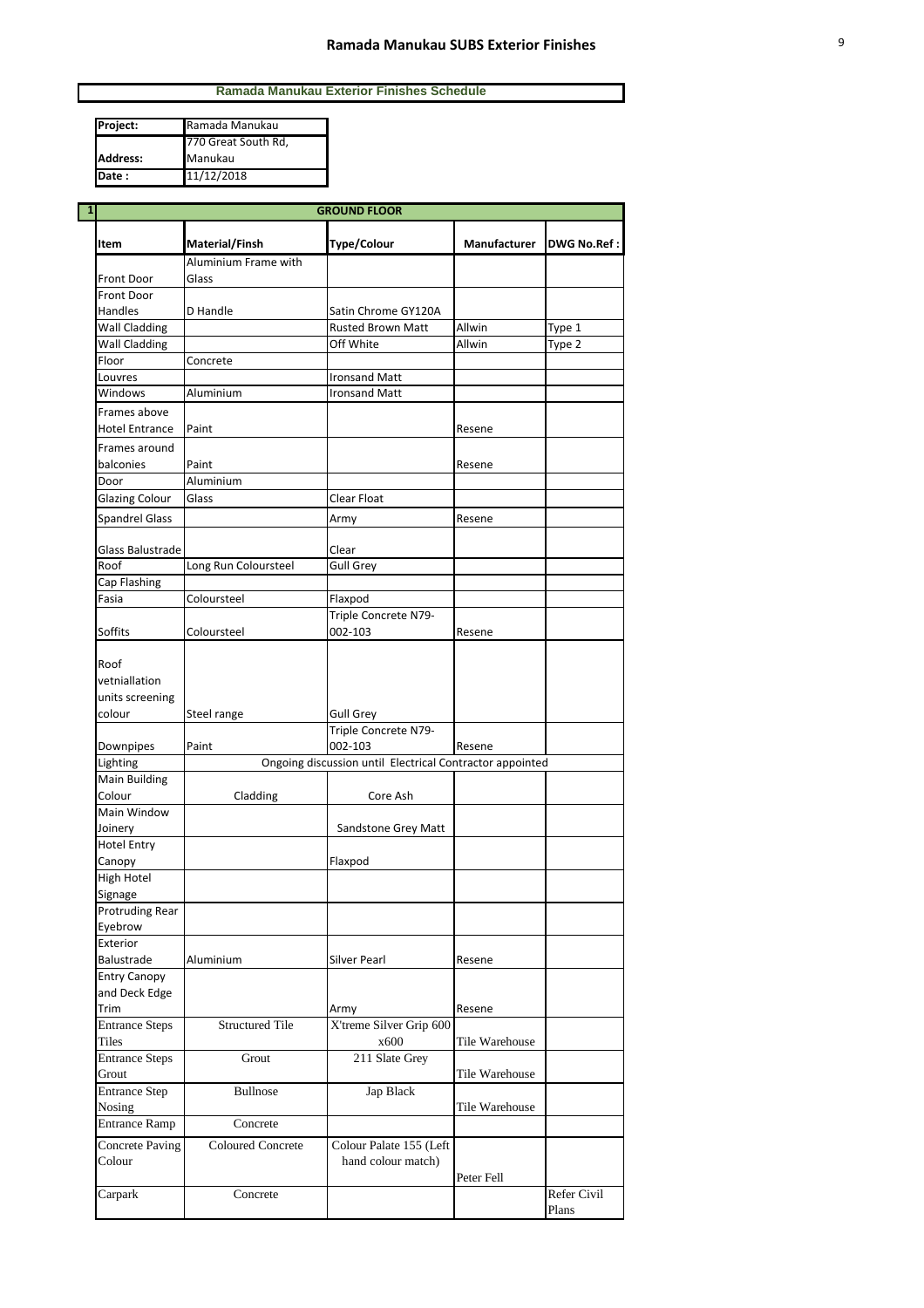# Ramada Manukau SUBS Exterior Finishes

**Ramada Manukau Exterior Finishes Schedule**

| | |
|---|---|
| **Project:** | Ramada Manukau |
| **Address:** | 770 Great South Rd, Manukau |
| **Date :** | 11/12/2018 |

**1 GROUND FLOOR**

| Item | Material/Finsh | Type/Colour | Manufacturer | DWG No.Ref : |
|---|---|---|---|---|
| Front Door | Aluminium Frame with Glass | | | |
| Front Door Handles | D Handle | Satin Chrome GY120A | | |
| Wall Cladding | | Rusted Brown Matt | Allwin | Type 1 |
| Wall Cladding | | Off White | Allwin | Type 2 |
| Floor | Concrete | | | |
| Louvres | | Ironsand Matt | | |
| Windows | Aluminium | Ironsand Matt | | |
| Frames above Hotel Entrance | Paint | | Resene | |
| Frames around balconies | Paint | | Resene | |
| Door | Aluminium | | | |
| Glazing Colour | Glass | Clear Float | | |
| Spandrel Glass | | Army | Resene | |
| Glass Balustrade | | Clear | | |
| Roof | Long Run Coloursteel | Gull Grey | | |
| Cap Flashing | | | | |
| Fasia | Coloursteel | Flaxpod | | |
| Soffits | Coloursteel | Triple Concrete N79-002-103 | Resene | |
| Roof vetniallation units screening colour | Steel range | Gull Grey | | |
| Downpipes | Paint | Triple Concrete N79-002-103 | Resene | |
| Lighting | Ongoing discussion until Electrical Contractor appointed | | | |
| Main Building Colour | Cladding | Core Ash | | |
| Main Window Joinery | | Sandstone Grey Matt | | |
| Hotel Entry Canopy | | Flaxpod | | |
| High Hotel Signage | | | | |
| Protruding Rear Eyebrow | | | | |
| Exterior Balustrade | Aluminium | Silver Pearl | Resene | |
| Entry Canopy and Deck Edge Trim | | Army | Resene | |
| Entrance Steps Tiles | Structured Tile | X'treme Silver Grip 600 x600 | Tile Warehouse | |
| Entrance Steps Grout | Grout | 211 Slate Grey | Tile Warehouse | |
| Entrance Step Nosing | Bullnose | Jap Black | Tile Warehouse | |
| Entrance Ramp | Concrete | | | |
| Concrete Paving Colour | Coloured Concrete | Colour Palate 155 (Left hand colour match) | Peter Fell | |
| Carpark | Concrete | | | Refer Civil Plans |